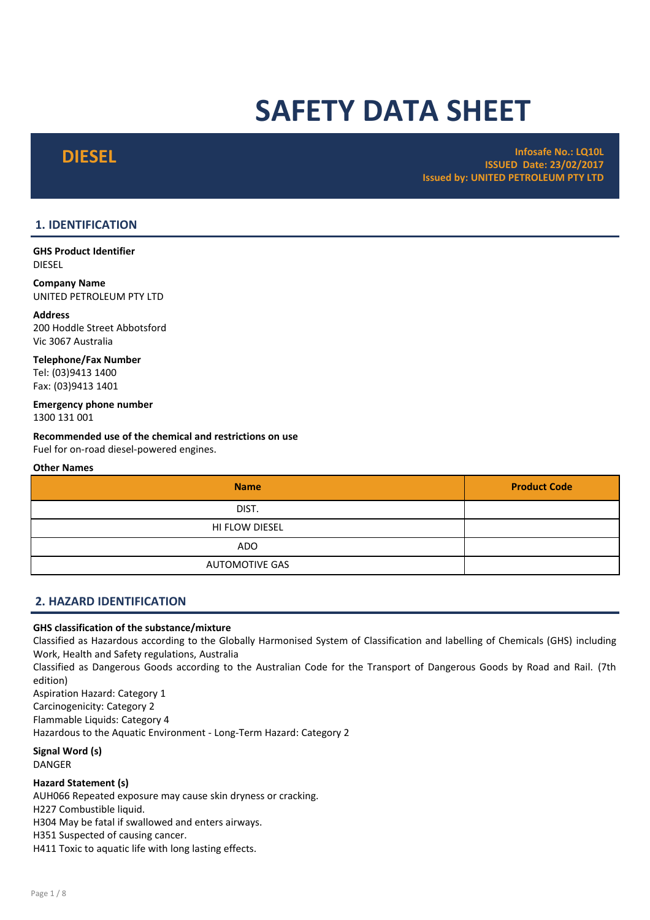# SAFETY DATA SHEET

**DIESEL**

**Infosafe No.: LQ10L**
**ISSUED Date: 23/02/2017**
**Issued by: UNITED PETROLEUM PTY LTD**

## 1. IDENTIFICATION

**GHS Product Identifier**
DIESEL

**Company Name**
UNITED PETROLEUM PTY LTD

**Address**
200 Hoddle Street Abbotsford
Vic 3067 Australia

**Telephone/Fax Number**
Tel: (03)9413 1400
Fax: (03)9413 1401

**Emergency phone number**
1300 131 001

**Recommended use of the chemical and restrictions on use**
Fuel for on-road diesel-powered engines.

**Other Names**

| Name | Product Code |
|---|---|
| DIST. | |
| HI FLOW DIESEL | |
| ADO | |
| AUTOMOTIVE GAS | |

## 2. HAZARD IDENTIFICATION

**GHS classification of the substance/mixture**
Classified as Hazardous according to the Globally Harmonised System of Classification and labelling of Chemicals (GHS) including Work, Health and Safety regulations, Australia
Classified as Dangerous Goods according to the Australian Code for the Transport of Dangerous Goods by Road and Rail. (7th edition)
Aspiration Hazard: Category 1
Carcinogenicity: Category 2
Flammable Liquids: Category 4
Hazardous to the Aquatic Environment - Long-Term Hazard: Category 2

**Signal Word (s)**
DANGER

**Hazard Statement (s)**
AUH066 Repeated exposure may cause skin dryness or cracking.
H227 Combustible liquid.
H304 May be fatal if swallowed and enters airways.
H351 Suspected of causing cancer.
H411 Toxic to aquatic life with long lasting effects.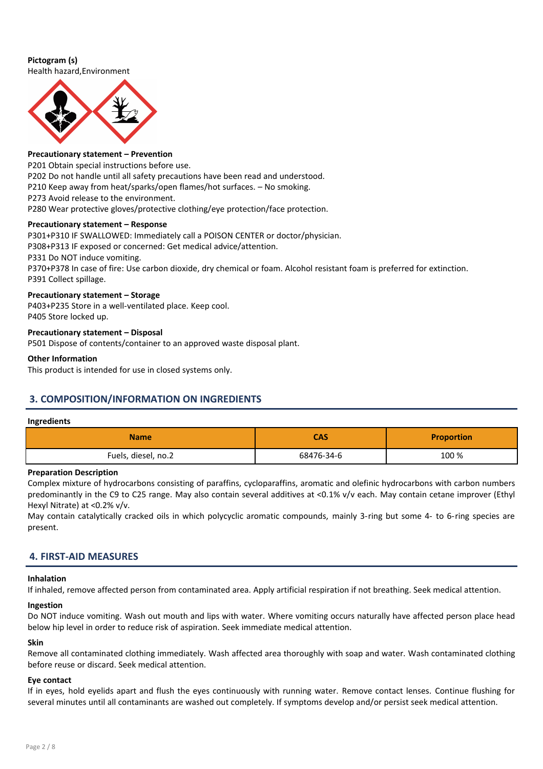**Pictogram (s)**
Health hazard,Environment

**Precautionary statement – Prevention**
P201 Obtain special instructions before use.
P202 Do not handle until all safety precautions have been read and understood.
P210 Keep away from heat/sparks/open flames/hot surfaces. – No smoking.
P273 Avoid release to the environment.
P280 Wear protective gloves/protective clothing/eye protection/face protection.

**Precautionary statement – Response**
P301+P310 IF SWALLOWED: Immediately call a POISON CENTER or doctor/physician.
P308+P313 IF exposed or concerned: Get medical advice/attention.
P331 Do NOT induce vomiting.
P370+P378 In case of fire: Use carbon dioxide, dry chemical or foam. Alcohol resistant foam is preferred for extinction.
P391 Collect spillage.

**Precautionary statement – Storage**
P403+P235 Store in a well-ventilated place. Keep cool.
P405 Store locked up.

**Precautionary statement – Disposal**
P501 Dispose of contents/container to an approved waste disposal plant.

**Other Information**
This product is intended for use in closed systems only.

## 3. COMPOSITION/INFORMATION ON INGREDIENTS

**Ingredients**

| Name | CAS | Proportion |
|---|---|---|
| Fuels, diesel, no.2 | 68476-34-6 | 100 % |

**Preparation Description**
Complex mixture of hydrocarbons consisting of paraffins, cycloparaffins, aromatic and olefinic hydrocarbons with carbon numbers predominantly in the C9 to C25 range. May also contain several additives at <0.1% v/v each. May contain cetane improver (Ethyl Hexyl Nitrate) at <0.2% v/v.
May contain catalytically cracked oils in which polycyclic aromatic compounds, mainly 3-ring but some 4- to 6-ring species are present.

## 4. FIRST-AID MEASURES

**Inhalation**
If inhaled, remove affected person from contaminated area. Apply artificial respiration if not breathing. Seek medical attention.

**Ingestion**
Do NOT induce vomiting. Wash out mouth and lips with water. Where vomiting occurs naturally have affected person place head below hip level in order to reduce risk of aspiration. Seek immediate medical attention.

**Skin**
Remove all contaminated clothing immediately. Wash affected area thoroughly with soap and water. Wash contaminated clothing before reuse or discard. Seek medical attention.

**Eye contact**
If in eyes, hold eyelids apart and flush the eyes continuously with running water. Remove contact lenses. Continue flushing for several minutes until all contaminants are washed out completely. If symptoms develop and/or persist seek medical attention.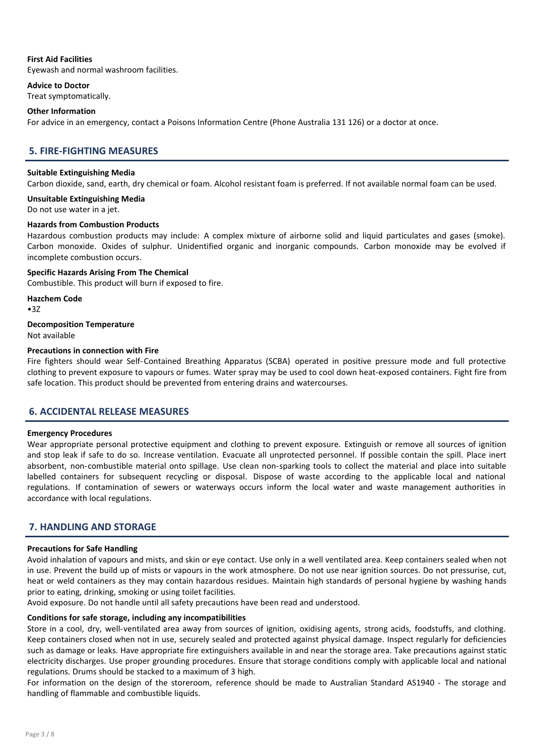**First Aid Facilities**

Eyewash and normal washroom facilities.

**Advice to Doctor**

Treat symptomatically.

**Other Information**

For advice in an emergency, contact a Poisons Information Centre (Phone Australia 131 126) or a doctor at once.

## 5. FIRE-FIGHTING MEASURES

**Suitable Extinguishing Media**

Carbon dioxide, sand, earth, dry chemical or foam. Alcohol resistant foam is preferred. If not available normal foam can be used.

**Unsuitable Extinguishing Media**

Do not use water in a jet.

**Hazards from Combustion Products**

Hazardous combustion products may include: A complex mixture of airborne solid and liquid particulates and gases (smoke). Carbon monoxide. Oxides of sulphur. Unidentified organic and inorganic compounds. Carbon monoxide may be evolved if incomplete combustion occurs.

**Specific Hazards Arising From The Chemical**

Combustible. This product will burn if exposed to fire.

**Hazchem Code**

•3Z

**Decomposition Temperature**

Not available

**Precautions in connection with Fire**

Fire fighters should wear Self-Contained Breathing Apparatus (SCBA) operated in positive pressure mode and full protective clothing to prevent exposure to vapours or fumes. Water spray may be used to cool down heat-exposed containers. Fight fire from safe location. This product should be prevented from entering drains and watercourses.

## 6. ACCIDENTAL RELEASE MEASURES

**Emergency Procedures**

Wear appropriate personal protective equipment and clothing to prevent exposure. Extinguish or remove all sources of ignition and stop leak if safe to do so. Increase ventilation. Evacuate all unprotected personnel. If possible contain the spill. Place inert absorbent, non-combustible material onto spillage. Use clean non-sparking tools to collect the material and place into suitable labelled containers for subsequent recycling or disposal. Dispose of waste according to the applicable local and national regulations. If contamination of sewers or waterways occurs inform the local water and waste management authorities in accordance with local regulations.

## 7. HANDLING AND STORAGE

**Precautions for Safe Handling**

Avoid inhalation of vapours and mists, and skin or eye contact. Use only in a well ventilated area. Keep containers sealed when not in use. Prevent the build up of mists or vapours in the work atmosphere. Do not use near ignition sources. Do not pressurise, cut, heat or weld containers as they may contain hazardous residues. Maintain high standards of personal hygiene by washing hands prior to eating, drinking, smoking or using toilet facilities.

Avoid exposure. Do not handle until all safety precautions have been read and understood.

**Conditions for safe storage, including any incompatibilities**

Store in a cool, dry, well-ventilated area away from sources of ignition, oxidising agents, strong acids, foodstuffs, and clothing. Keep containers closed when not in use, securely sealed and protected against physical damage. Inspect regularly for deficiencies such as damage or leaks. Have appropriate fire extinguishers available in and near the storage area. Take precautions against static electricity discharges. Use proper grounding procedures. Ensure that storage conditions comply with applicable local and national regulations. Drums should be stacked to a maximum of 3 high.

For information on the design of the storeroom, reference should be made to Australian Standard AS1940 - The storage and handling of flammable and combustible liquids.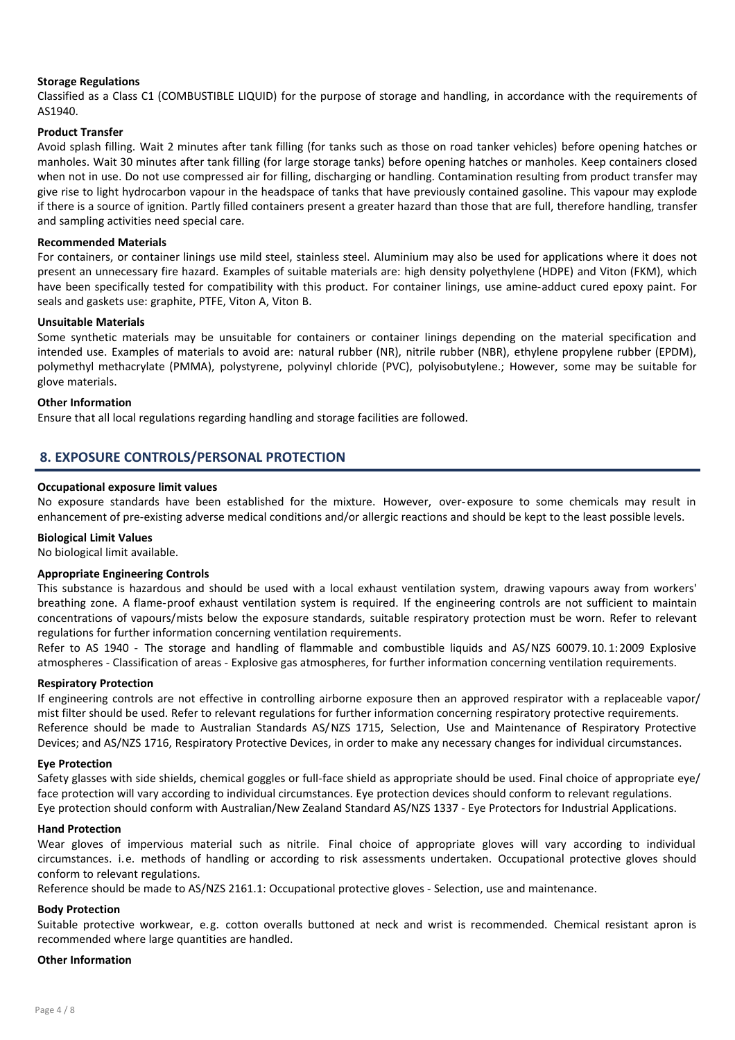**Storage Regulations**

Classified as a Class C1 (COMBUSTIBLE LIQUID) for the purpose of storage and handling, in accordance with the requirements of AS1940.

**Product Transfer**

Avoid splash filling. Wait 2 minutes after tank filling (for tanks such as those on road tanker vehicles) before opening hatches or manholes. Wait 30 minutes after tank filling (for large storage tanks) before opening hatches or manholes. Keep containers closed when not in use. Do not use compressed air for filling, discharging or handling. Contamination resulting from product transfer may give rise to light hydrocarbon vapour in the headspace of tanks that have previously contained gasoline. This vapour may explode if there is a source of ignition. Partly filled containers present a greater hazard than those that are full, therefore handling, transfer and sampling activities need special care.

**Recommended Materials**

For containers, or container linings use mild steel, stainless steel. Aluminium may also be used for applications where it does not present an unnecessary fire hazard. Examples of suitable materials are: high density polyethylene (HDPE) and Viton (FKM), which have been specifically tested for compatibility with this product. For container linings, use amine-adduct cured epoxy paint. For seals and gaskets use: graphite, PTFE, Viton A, Viton B.

**Unsuitable Materials**

Some synthetic materials may be unsuitable for containers or container linings depending on the material specification and intended use. Examples of materials to avoid are: natural rubber (NR), nitrile rubber (NBR), ethylene propylene rubber (EPDM), polymethyl methacrylate (PMMA), polystyrene, polyvinyl chloride (PVC), polyisobutylene.; However, some may be suitable for glove materials.

**Other Information**

Ensure that all local regulations regarding handling and storage facilities are followed.

## 8. EXPOSURE CONTROLS/PERSONAL PROTECTION

**Occupational exposure limit values**

No exposure standards have been established for the mixture. However, over-exposure to some chemicals may result in enhancement of pre-existing adverse medical conditions and/or allergic reactions and should be kept to the least possible levels.

**Biological Limit Values**

No biological limit available.

**Appropriate Engineering Controls**

This substance is hazardous and should be used with a local exhaust ventilation system, drawing vapours away from workers' breathing zone. A flame-proof exhaust ventilation system is required. If the engineering controls are not sufficient to maintain concentrations of vapours/mists below the exposure standards, suitable respiratory protection must be worn. Refer to relevant regulations for further information concerning ventilation requirements.

Refer to AS 1940 - The storage and handling of flammable and combustible liquids and AS/NZS 60079.10.1:2009 Explosive atmospheres - Classification of areas - Explosive gas atmospheres, for further information concerning ventilation requirements.

**Respiratory Protection**

If engineering controls are not effective in controlling airborne exposure then an approved respirator with a replaceable vapor/mist filter should be used. Refer to relevant regulations for further information concerning respiratory protective requirements. Reference should be made to Australian Standards AS/NZS 1715, Selection, Use and Maintenance of Respiratory Protective Devices; and AS/NZS 1716, Respiratory Protective Devices, in order to make any necessary changes for individual circumstances.

**Eye Protection**

Safety glasses with side shields, chemical goggles or full-face shield as appropriate should be used. Final choice of appropriate eye/face protection will vary according to individual circumstances. Eye protection devices should conform to relevant regulations. Eye protection should conform with Australian/New Zealand Standard AS/NZS 1337 - Eye Protectors for Industrial Applications.

**Hand Protection**

Wear gloves of impervious material such as nitrile. Final choice of appropriate gloves will vary according to individual circumstances. i.e. methods of handling or according to risk assessments undertaken. Occupational protective gloves should conform to relevant regulations.

Reference should be made to AS/NZS 2161.1: Occupational protective gloves - Selection, use and maintenance.

**Body Protection**

Suitable protective workwear, e.g. cotton overalls buttoned at neck and wrist is recommended. Chemical resistant apron is recommended where large quantities are handled.

**Other Information**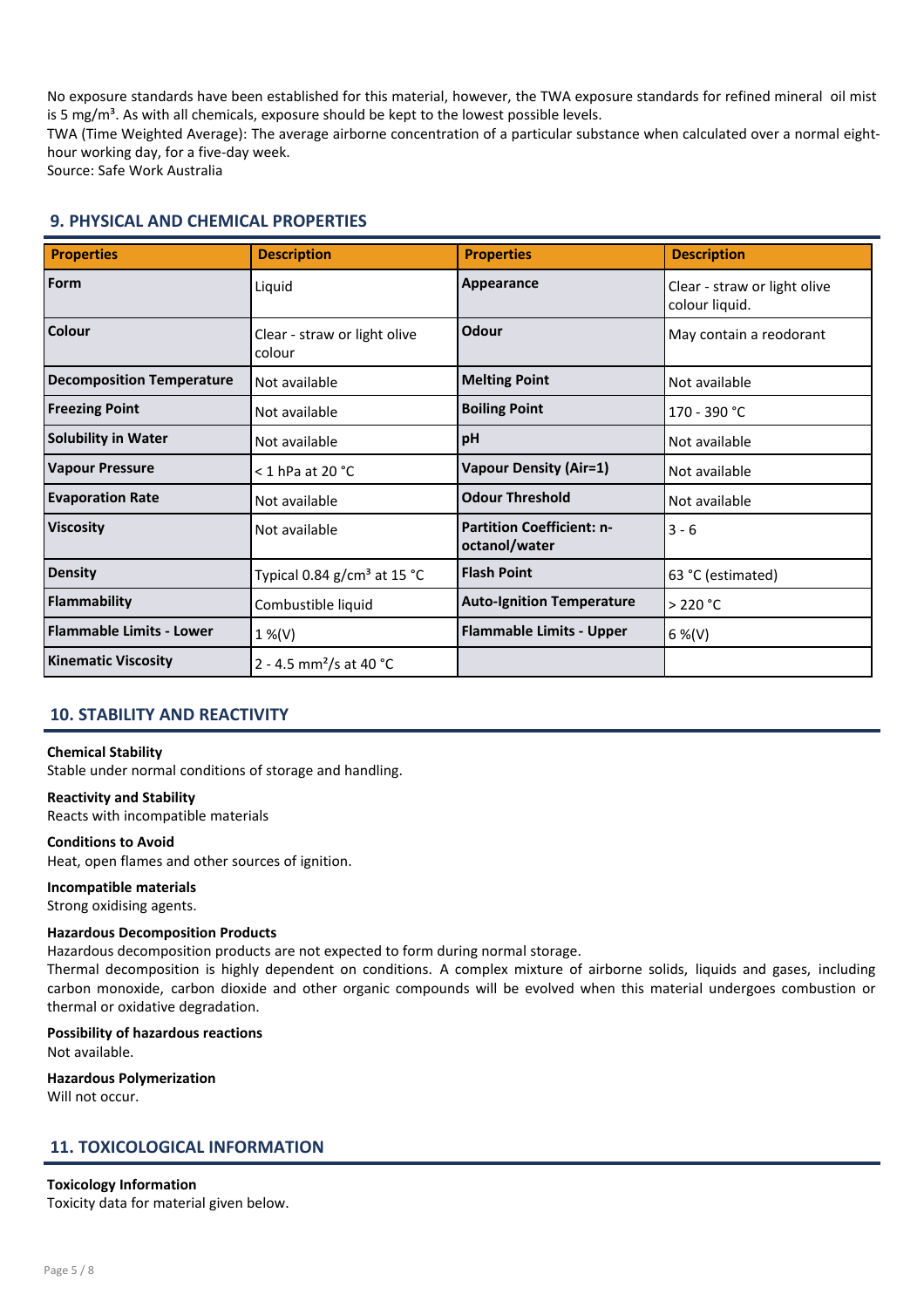No exposure standards have been established for this material, however, the TWA exposure standards for refined mineral oil mist is 5 mg/m³. As with all chemicals, exposure should be kept to the lowest possible levels.
TWA (Time Weighted Average): The average airborne concentration of a particular substance when calculated over a normal eight-hour working day, for a five-day week.
Source: Safe Work Australia

## 9. PHYSICAL AND CHEMICAL PROPERTIES

| Properties | Description | Properties | Description |
|---|---|---|---|
| **Form** | Liquid | **Appearance** | Clear - straw or light olive colour liquid. |
| **Colour** | Clear - straw or light olive colour | **Odour** | May contain a reodorant |
| **Decomposition Temperature** | Not available | **Melting Point** | Not available |
| **Freezing Point** | Not available | **Boiling Point** | 170 - 390 °C |
| **Solubility in Water** | Not available | **pH** | Not available |
| **Vapour Pressure** | < 1 hPa at 20 °C | **Vapour Density (Air=1)** | Not available |
| **Evaporation Rate** | Not available | **Odour Threshold** | Not available |
| **Viscosity** | Not available | **Partition Coefficient: n-octanol/water** | 3 - 6 |
| **Density** | Typical 0.84 g/cm³ at 15 °C | **Flash Point** | 63 °C (estimated) |
| **Flammability** | Combustible liquid | **Auto-Ignition Temperature** | > 220 °C |
| **Flammable Limits - Lower** | 1 %(V) | **Flammable Limits - Upper** | 6 %(V) |
| **Kinematic Viscosity** | 2 - 4.5 mm²/s at 40 °C | | |

## 10. STABILITY AND REACTIVITY

**Chemical Stability**
Stable under normal conditions of storage and handling.

**Reactivity and Stability**
Reacts with incompatible materials

**Conditions to Avoid**
Heat, open flames and other sources of ignition.

**Incompatible materials**
Strong oxidising agents.

**Hazardous Decomposition Products**
Hazardous decomposition products are not expected to form during normal storage.
Thermal decomposition is highly dependent on conditions. A complex mixture of airborne solids, liquids and gases, including carbon monoxide, carbon dioxide and other organic compounds will be evolved when this material undergoes combustion or thermal or oxidative degradation.

**Possibility of hazardous reactions**
Not available.

**Hazardous Polymerization**
Will not occur.

## 11. TOXICOLOGICAL INFORMATION

**Toxicology Information**
Toxicity data for material given below.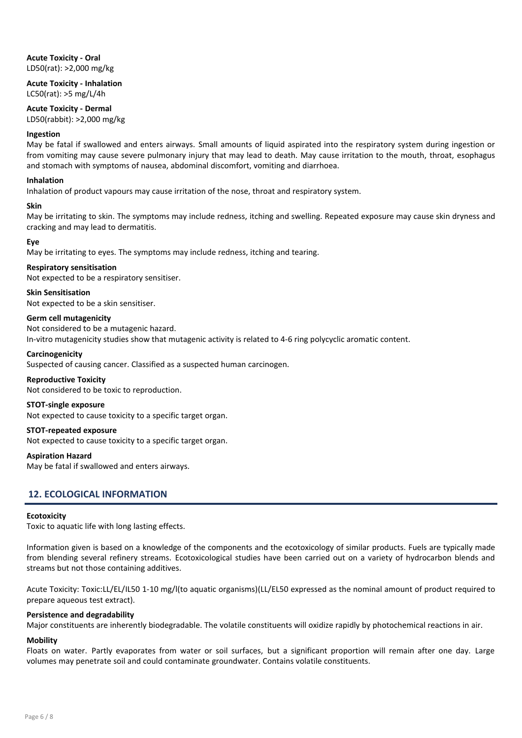**Acute Toxicity - Oral**
LD50(rat): >2,000 mg/kg

**Acute Toxicity - Inhalation**
LC50(rat): >5 mg/L/4h

**Acute Toxicity - Dermal**
LD50(rabbit): >2,000 mg/kg

**Ingestion**
May be fatal if swallowed and enters airways. Small amounts of liquid aspirated into the respiratory system during ingestion or from vomiting may cause severe pulmonary injury that may lead to death. May cause irritation to the mouth, throat, esophagus and stomach with symptoms of nausea, abdominal discomfort, vomiting and diarrhoea.

**Inhalation**
Inhalation of product vapours may cause irritation of the nose, throat and respiratory system.

**Skin**
May be irritating to skin. The symptoms may include redness, itching and swelling. Repeated exposure may cause skin dryness and cracking and may lead to dermatitis.

**Eye**
May be irritating to eyes. The symptoms may include redness, itching and tearing.

**Respiratory sensitisation**
Not expected to be a respiratory sensitiser.

**Skin Sensitisation**
Not expected to be a skin sensitiser.

**Germ cell mutagenicity**
Not considered to be a mutagenic hazard.
In-vitro mutagenicity studies show that mutagenic activity is related to 4-6 ring polycyclic aromatic content.

**Carcinogenicity**
Suspected of causing cancer. Classified as a suspected human carcinogen.

**Reproductive Toxicity**
Not considered to be toxic to reproduction.

**STOT-single exposure**
Not expected to cause toxicity to a specific target organ.

**STOT-repeated exposure**
Not expected to cause toxicity to a specific target organ.

**Aspiration Hazard**
May be fatal if swallowed and enters airways.

## 12. ECOLOGICAL INFORMATION

**Ecotoxicity**
Toxic to aquatic life with long lasting effects.

Information given is based on a knowledge of the components and the ecotoxicology of similar products. Fuels are typically made from blending several refinery streams. Ecotoxicological studies have been carried out on a variety of hydrocarbon blends and streams but not those containing additives.

Acute Toxicity: Toxic:LL/EL/IL50 1-10 mg/l(to aquatic organisms)(LL/EL50 expressed as the nominal amount of product required to prepare aqueous test extract).

**Persistence and degradability**
Major constituents are inherently biodegradable. The volatile constituents will oxidize rapidly by photochemical reactions in air.

**Mobility**
Floats on water. Partly evaporates from water or soil surfaces, but a significant proportion will remain after one day. Large volumes may penetrate soil and could contaminate groundwater. Contains volatile constituents.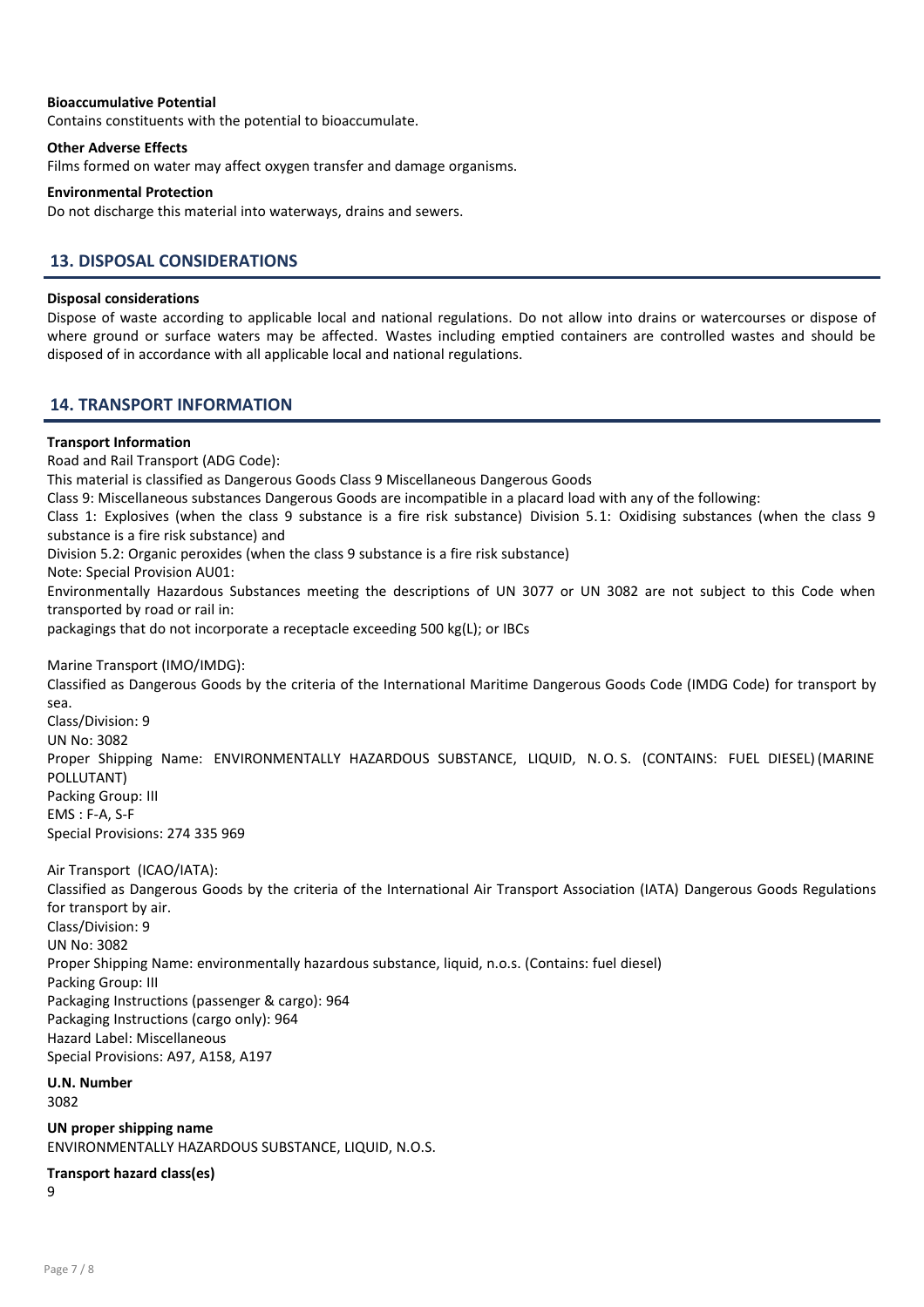**Bioaccumulative Potential**

Contains constituents with the potential to bioaccumulate.

**Other Adverse Effects**

Films formed on water may affect oxygen transfer and damage organisms.

**Environmental Protection**

Do not discharge this material into waterways, drains and sewers.

## 13. DISPOSAL CONSIDERATIONS

**Disposal considerations**

Dispose of waste according to applicable local and national regulations. Do not allow into drains or watercourses or dispose of where ground or surface waters may be affected. Wastes including emptied containers are controlled wastes and should be disposed of in accordance with all applicable local and national regulations.

## 14. TRANSPORT INFORMATION

**Transport Information**

Road and Rail Transport (ADG Code):
This material is classified as Dangerous Goods Class 9 Miscellaneous Dangerous Goods
Class 9: Miscellaneous substances Dangerous Goods are incompatible in a placard load with any of the following:
Class 1: Explosives (when the class 9 substance is a fire risk substance) Division 5.1: Oxidising substances (when the class 9 substance is a fire risk substance) and
Division 5.2: Organic peroxides (when the class 9 substance is a fire risk substance)
Note: Special Provision AU01:
Environmentally Hazardous Substances meeting the descriptions of UN 3077 or UN 3082 are not subject to this Code when transported by road or rail in:
packagings that do not incorporate a receptacle exceeding 500 kg(L); or IBCs

Marine Transport (IMO/IMDG):
Classified as Dangerous Goods by the criteria of the International Maritime Dangerous Goods Code (IMDG Code) for transport by sea.
Class/Division: 9
UN No: 3082
Proper Shipping Name: ENVIRONMENTALLY HAZARDOUS SUBSTANCE, LIQUID, N.O.S. (CONTAINS: FUEL DIESEL) (MARINE POLLUTANT)
Packing Group: III
EMS : F-A, S-F
Special Provisions: 274 335 969

Air Transport (ICAO/IATA):
Classified as Dangerous Goods by the criteria of the International Air Transport Association (IATA) Dangerous Goods Regulations for transport by air.
Class/Division: 9
UN No: 3082
Proper Shipping Name: environmentally hazardous substance, liquid, n.o.s. (Contains: fuel diesel)
Packing Group: III
Packaging Instructions (passenger & cargo): 964
Packaging Instructions (cargo only): 964
Hazard Label: Miscellaneous
Special Provisions: A97, A158, A197

**U.N. Number**

3082

**UN proper shipping name**

ENVIRONMENTALLY HAZARDOUS SUBSTANCE, LIQUID, N.O.S.

**Transport hazard class(es)**

9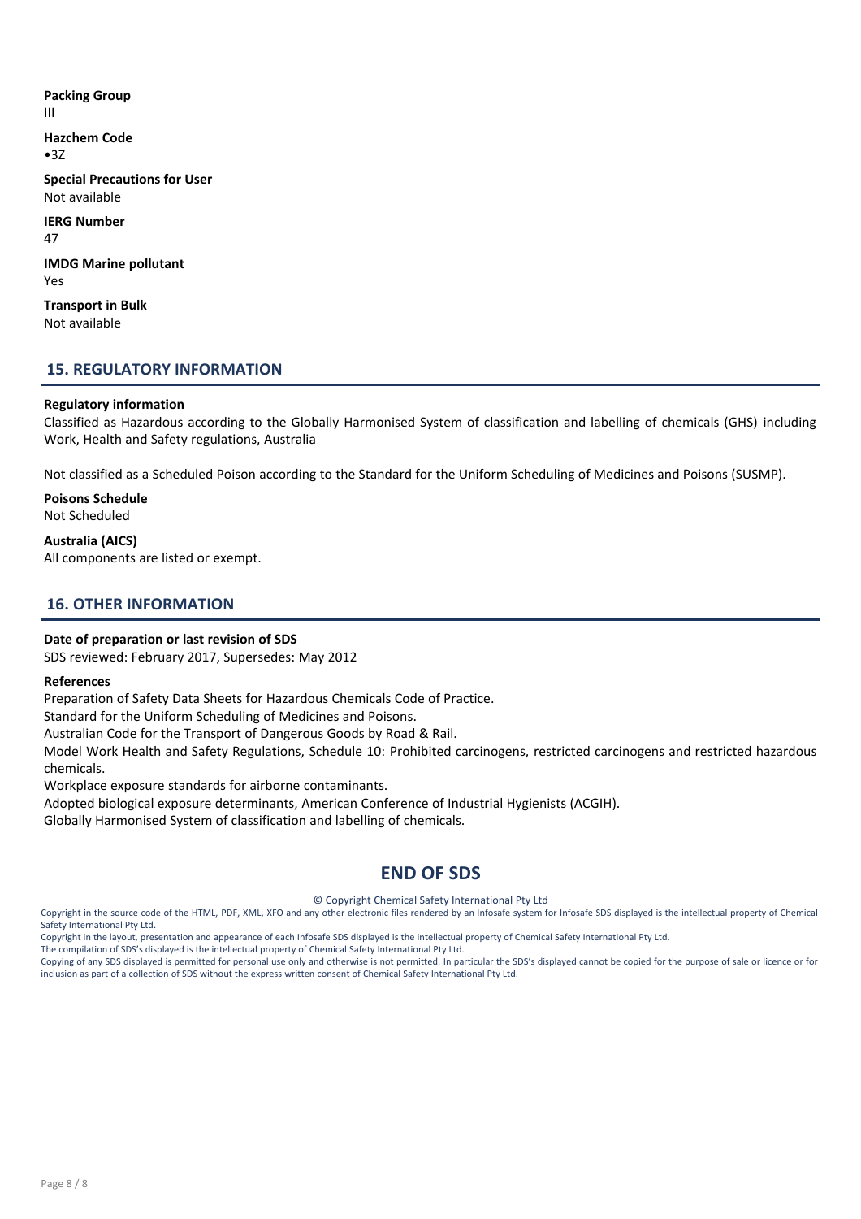**Packing Group**
III

**Hazchem Code**
•3Z

**Special Precautions for User**
Not available

**IERG Number**
47

**IMDG Marine pollutant**
Yes

**Transport in Bulk**
Not available

## 15. REGULATORY INFORMATION

**Regulatory information**

Classified as Hazardous according to the Globally Harmonised System of classification and labelling of chemicals (GHS) including Work, Health and Safety regulations, Australia

Not classified as a Scheduled Poison according to the Standard for the Uniform Scheduling of Medicines and Poisons (SUSMP).

**Poisons Schedule**
Not Scheduled

**Australia (AICS)**
All components are listed or exempt.

## 16. OTHER INFORMATION

**Date of preparation or last revision of SDS**

SDS reviewed: February 2017, Supersedes: May 2012

**References**

Preparation of Safety Data Sheets for Hazardous Chemicals Code of Practice.
Standard for the Uniform Scheduling of Medicines and Poisons.
Australian Code for the Transport of Dangerous Goods by Road & Rail.
Model Work Health and Safety Regulations, Schedule 10: Prohibited carcinogens, restricted carcinogens and restricted hazardous chemicals.
Workplace exposure standards for airborne contaminants.
Adopted biological exposure determinants, American Conference of Industrial Hygienists (ACGIH).
Globally Harmonised System of classification and labelling of chemicals.

## END OF SDS

© Copyright Chemical Safety International Pty Ltd

Copyright in the source code of the HTML, PDF, XML, XFO and any other electronic files rendered by an Infosafe system for Infosafe SDS displayed is the intellectual property of Chemical Safety International Pty Ltd.

Copyright in the layout, presentation and appearance of each Infosafe SDS displayed is the intellectual property of Chemical Safety International Pty Ltd.

The compilation of SDS's displayed is the intellectual property of Chemical Safety International Pty Ltd.

Copying of any SDS displayed is permitted for personal use only and otherwise is not permitted. In particular the SDS's displayed cannot be copied for the purpose of sale or licence or for inclusion as part of a collection of SDS without the express written consent of Chemical Safety International Pty Ltd.